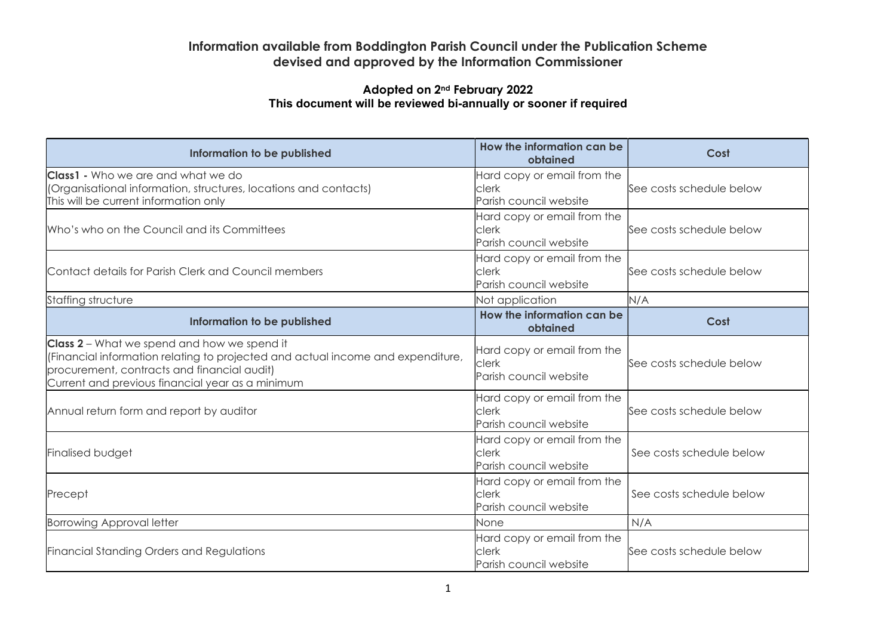# Information available from Boddington Parish Council under the Publication Scheme devised and approved by the Information Commissioner

**Adopted on 2nd February 2022**
**This document will be reviewed bi-annually or sooner if required**

| Information to be published | How the information can be obtained | Cost |
|---|---|---|
| **Class1 -** Who we are and what we do<br>(Organisational information, structures, locations and contacts)<br>This will be current information only | Hard copy or email from the clerk<br>Parish council website | See costs schedule below |
| Who's who on the Council and its Committees | Hard copy or email from the clerk<br>Parish council website | See costs schedule below |
| Contact details for Parish Clerk and Council members | Hard copy or email from the clerk<br>Parish council website | See costs schedule below |
| Staffing structure | Not application | N/A |
| **Information to be published** | **How the information can be obtained** | **Cost** |
| **Class 2** – What we spend and how we spend it<br>(Financial information relating to projected and actual income and expenditure, procurement, contracts and financial audit)<br>Current and previous financial year as a minimum | Hard copy or email from the clerk<br>Parish council website | See costs schedule below |
| Annual return form and report by auditor | Hard copy or email from the clerk<br>Parish council website | See costs schedule below |
| Finalised budget | Hard copy or email from the clerk<br>Parish council website | See costs schedule below |
| Precept | Hard copy or email from the clerk<br>Parish council website | See costs schedule below |
| Borrowing Approval letter | None | N/A |
| Financial Standing Orders and Regulations | Hard copy or email from the clerk<br>Parish council website | See costs schedule below |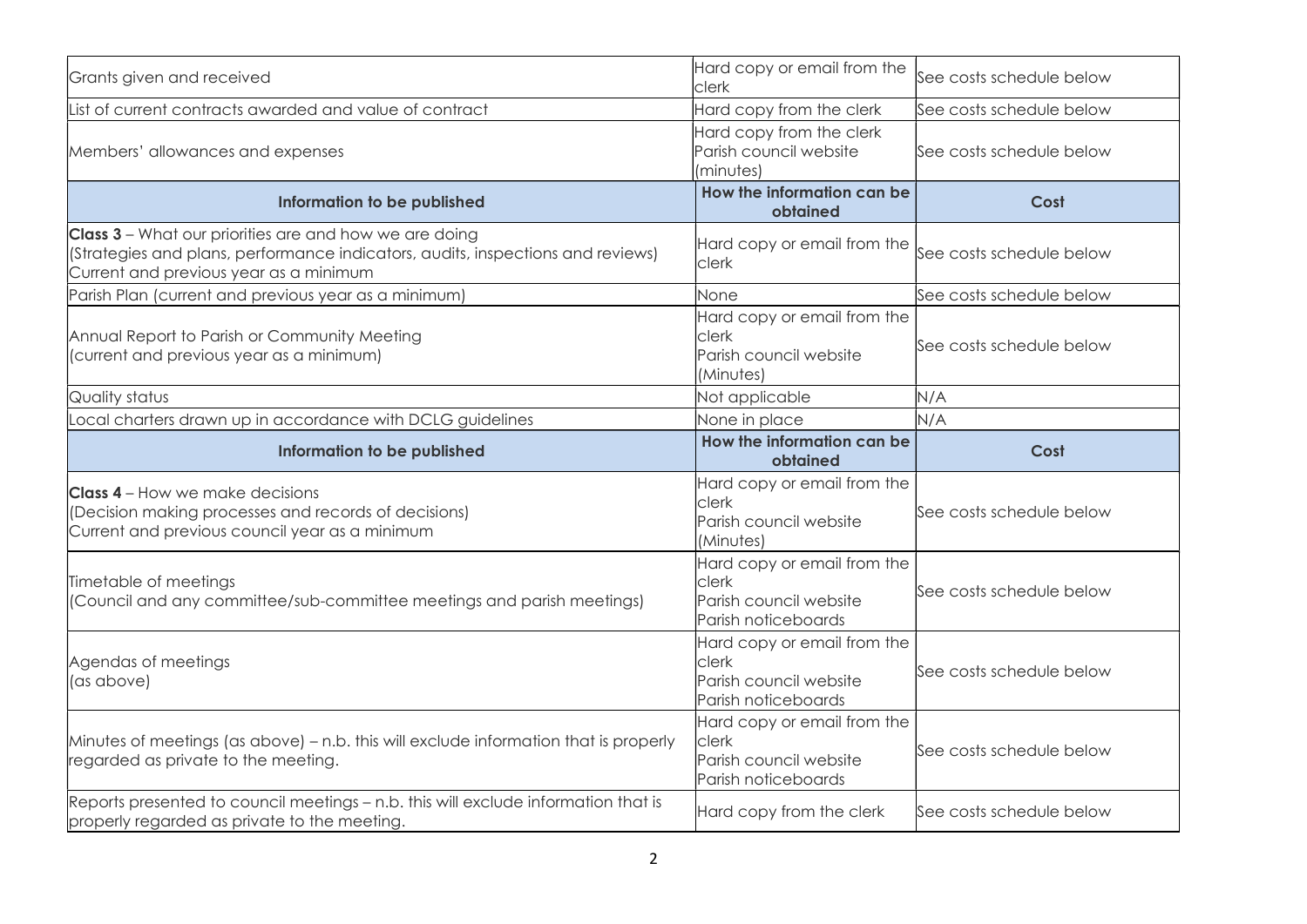| Information to be published | How the information can be obtained | Cost |
|---|---|---|
| Grants given and received | Hard copy or email from the clerk | See costs schedule below |
| List of current contracts awarded and value of contract | Hard copy from the clerk | See costs schedule below |
| Members' allowances and expenses | Hard copy from the clerk<br>Parish council website (minutes) | See costs schedule below |
| **Information to be published** | **How the information can be obtained** | **Cost** |
| **Class 3** – What our priorities are and how we are doing<br>(Strategies and plans, performance indicators, audits, inspections and reviews)<br>Current and previous year as a minimum | Hard copy or email from the clerk | See costs schedule below |
| Parish Plan (current and previous year as a minimum) | None | See costs schedule below |
| Annual Report to Parish or Community Meeting<br>(current and previous year as a minimum) | Hard copy or email from the clerk<br>Parish council website (Minutes) | See costs schedule below |
| Quality status | Not applicable | N/A |
| Local charters drawn up in accordance with DCLG guidelines | None in place | N/A |
| **Information to be published** | **How the information can be obtained** | **Cost** |
| **Class 4** – How we make decisions<br>(Decision making processes and records of decisions)<br>Current and previous council year as a minimum | Hard copy or email from the clerk<br>Parish council website (Minutes) | See costs schedule below |
| Timetable of meetings<br>(Council and any committee/sub-committee meetings and parish meetings) | Hard copy or email from the clerk<br>Parish council website<br>Parish noticeboards | See costs schedule below |
| Agendas of meetings<br>(as above) | Hard copy or email from the clerk<br>Parish council website<br>Parish noticeboards | See costs schedule below |
| Minutes of meetings (as above) – n.b. this will exclude information that is properly regarded as private to the meeting. | Hard copy or email from the clerk<br>Parish council website<br>Parish noticeboards | See costs schedule below |
| Reports presented to council meetings – n.b. this will exclude information that is properly regarded as private to the meeting. | Hard copy from the clerk | See costs schedule below |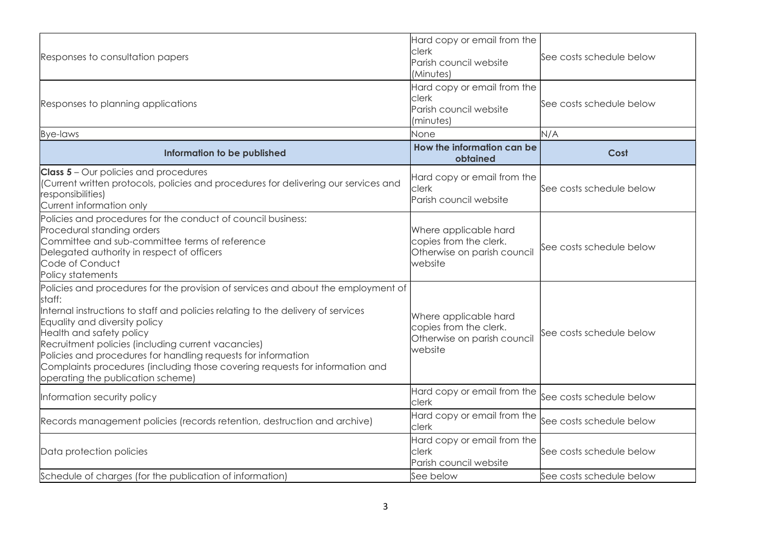| Responses to consultation papers | Hard copy or email from the clerk<br>Parish council website (Minutes) | See costs schedule below |
|---|---|---|
| Responses to planning applications | Hard copy or email from the clerk<br>Parish council website (minutes) | See costs schedule below |
| Bye-laws | None | N/A |
| **Information to be published** | **How the information can be obtained** | **Cost** |
| **Class 5** – Our policies and procedures<br>(Current written protocols, policies and procedures for delivering our services and responsibilities)<br>Current information only | Hard copy or email from the clerk<br>Parish council website | See costs schedule below |
| Policies and procedures for the conduct of council business:<br>Procedural standing orders<br>Committee and sub-committee terms of reference<br>Delegated authority in respect of officers<br>Code of Conduct<br>Policy statements | Where applicable hard copies from the clerk. Otherwise on parish council website | See costs schedule below |
| Policies and procedures for the provision of services and about the employment of staff:<br>Internal instructions to staff and policies relating to the delivery of services<br>Equality and diversity policy<br>Health and safety policy<br>Recruitment policies (including current vacancies)<br>Policies and procedures for handling requests for information<br>Complaints procedures (including those covering requests for information and operating the publication scheme) | Where applicable hard copies from the clerk. Otherwise on parish council website | See costs schedule below |
| Information security policy | Hard copy or email from the clerk | See costs schedule below |
| Records management policies (records retention, destruction and archive) | Hard copy or email from the clerk | See costs schedule below |
| Data protection policies | Hard copy or email from the clerk<br>Parish council website | See costs schedule below |
| Schedule of charges (for the publication of information) | See below | See costs schedule below |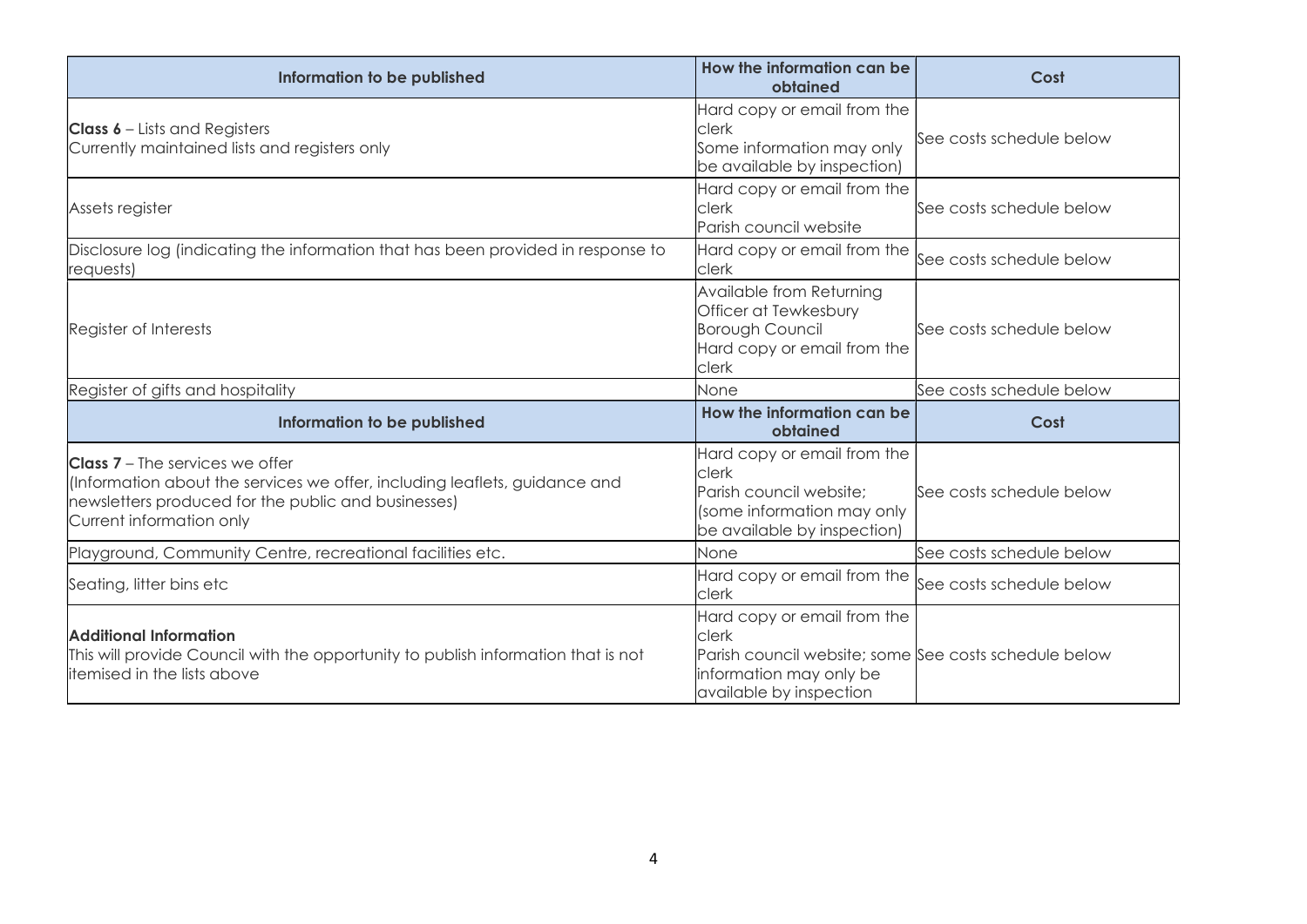| Information to be published | How the information can be obtained | Cost |
|---|---|---|
| **Class 6** – Lists and Registers<br>Currently maintained lists and registers only | Hard copy or email from the clerk<br>Some information may only be available by inspection) | See costs schedule below |
| Assets register | Hard copy or email from the clerk<br>Parish council website | See costs schedule below |
| Disclosure log (indicating the information that has been provided in response to requests) | Hard copy or email from the clerk | See costs schedule below |
| Register of Interests | Available from Returning Officer at Tewkesbury Borough Council<br>Hard copy or email from the clerk | See costs schedule below |
| Register of gifts and hospitality | None | See costs schedule below |
| **Information to be published** | **How the information can be obtained** | **Cost** |
| **Class 7** – The services we offer<br>(Information about the services we offer, including leaflets, guidance and newsletters produced for the public and businesses)<br>Current information only | Hard copy or email from the clerk<br>Parish council website;<br>(some information may only be available by inspection) | See costs schedule below |
| Playground, Community Centre, recreational facilities etc. | None | See costs schedule below |
| Seating, litter bins etc | Hard copy or email from the clerk | See costs schedule below |
| **Additional Information**<br>This will provide Council with the opportunity to publish information that is not itemised in the lists above | Hard copy or email from the clerk<br>Parish council website; some information may only be available by inspection | See costs schedule below |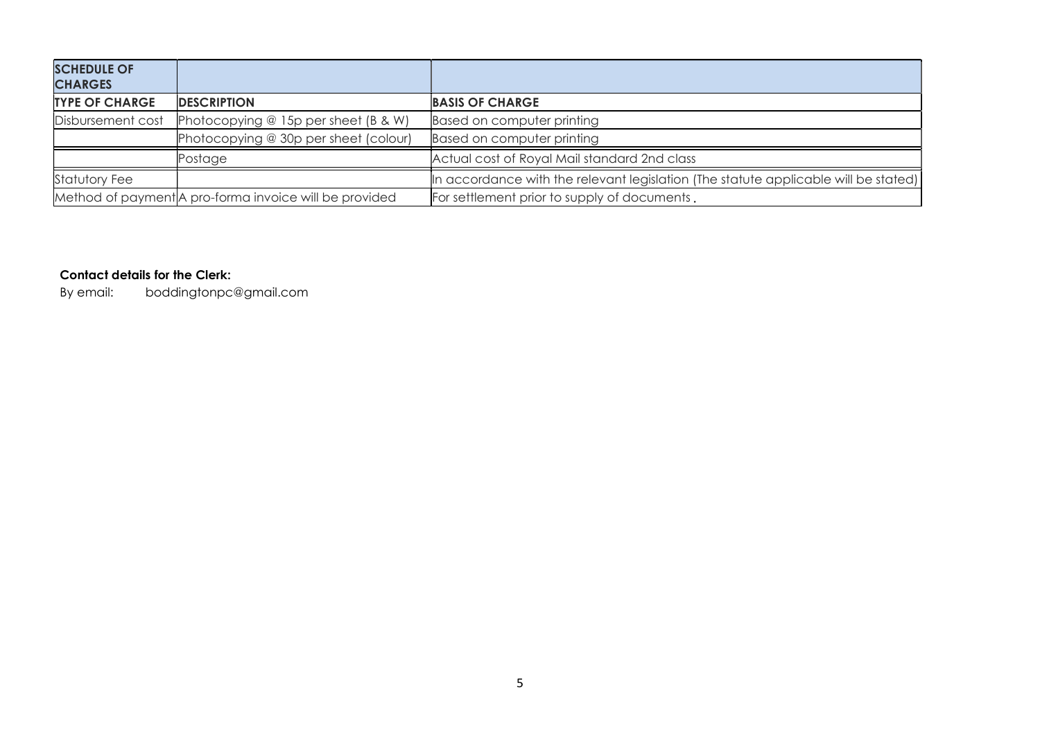| SCHEDULE OF CHARGES | | |
|---|---|---|
| **TYPE OF CHARGE** | **DESCRIPTION** | **BASIS OF CHARGE** |
| Disbursement cost | Photocopying @ 15p per sheet (B & W) | Based on computer printing |
| | Photocopying @ 30p per sheet (colour) | Based on computer printing |
| | Postage | Actual cost of Royal Mail standard 2nd class |
| Statutory Fee | | In accordance with the relevant legislation (The statute applicable will be stated) |
| Method of payment | A pro-forma invoice will be provided | For settlement prior to supply of documents. |

**Contact details for the Clerk:**

By email: boddingtonpc@gmail.com